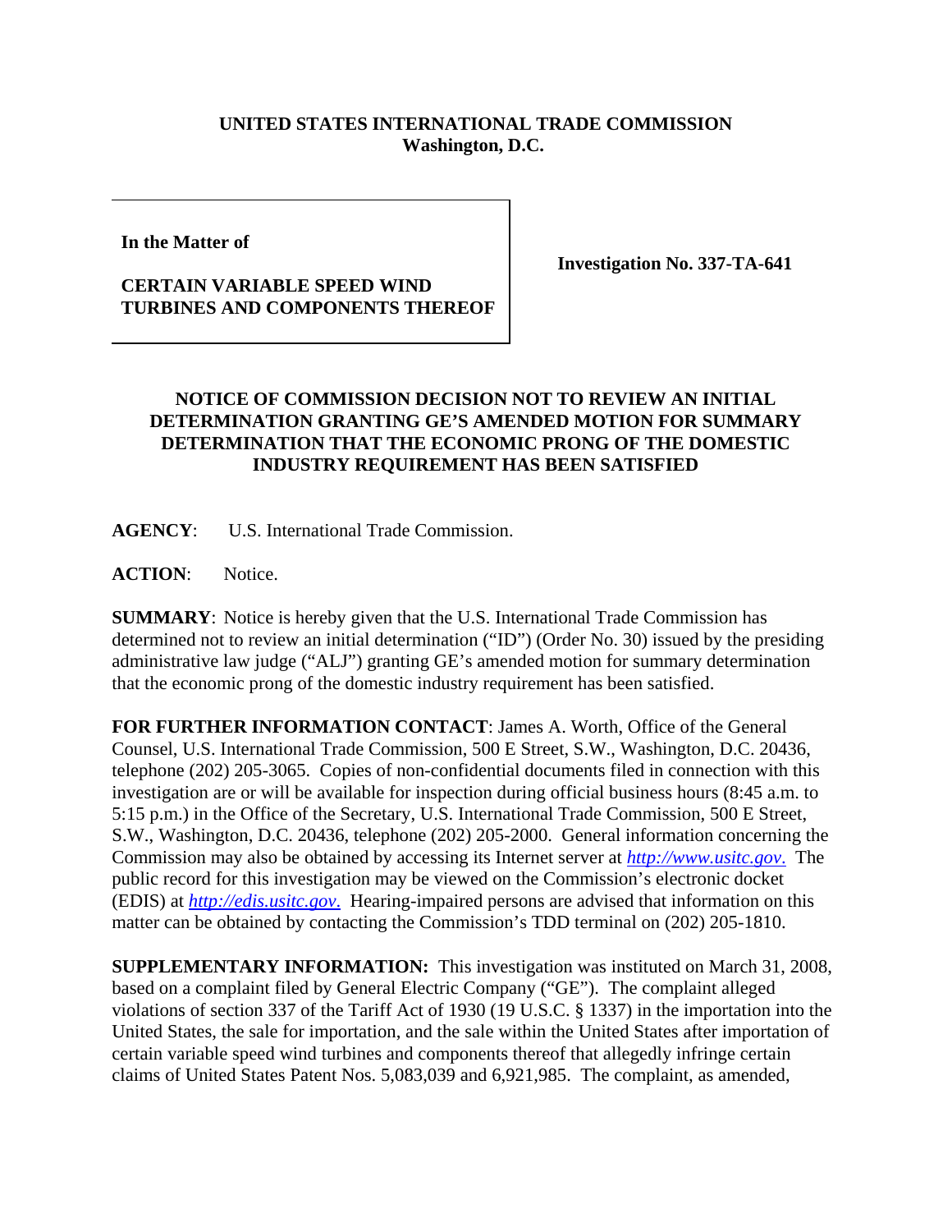**UNITED STATES INTERNATIONAL TRADE COMMISSION**
**Washington, D.C.**

| **In the Matter of**<br><br>**CERTAIN VARIABLE SPEED WIND TURBINES AND COMPONENTS THEREOF** | **Investigation No. 337-TA-641** |
|---|---|

## NOTICE OF COMMISSION DECISION NOT TO REVIEW AN INITIAL DETERMINATION GRANTING GE'S AMENDED MOTION FOR SUMMARY DETERMINATION THAT THE ECONOMIC PRONG OF THE DOMESTIC INDUSTRY REQUIREMENT HAS BEEN SATISFIED

**AGENCY**: U.S. International Trade Commission.

**ACTION**: Notice.

**SUMMARY**: Notice is hereby given that the U.S. International Trade Commission has determined not to review an initial determination ("ID") (Order No. 30) issued by the presiding administrative law judge ("ALJ") granting GE's amended motion for summary determination that the economic prong of the domestic industry requirement has been satisfied.

**FOR FURTHER INFORMATION CONTACT**: James A. Worth, Office of the General Counsel, U.S. International Trade Commission, 500 E Street, S.W., Washington, D.C. 20436, telephone (202) 205-3065. Copies of non-confidential documents filed in connection with this investigation are or will be available for inspection during official business hours (8:45 a.m. to 5:15 p.m.) in the Office of the Secretary, U.S. International Trade Commission, 500 E Street, S.W., Washington, D.C. 20436, telephone (202) 205-2000. General information concerning the Commission may also be obtained by accessing its Internet server at *http://www.usitc.gov*. The public record for this investigation may be viewed on the Commission's electronic docket (EDIS) at *http://edis.usitc.gov*. Hearing-impaired persons are advised that information on this matter can be obtained by contacting the Commission's TDD terminal on (202) 205-1810.

**SUPPLEMENTARY INFORMATION:** This investigation was instituted on March 31, 2008, based on a complaint filed by General Electric Company ("GE"). The complaint alleged violations of section 337 of the Tariff Act of 1930 (19 U.S.C. § 1337) in the importation into the United States, the sale for importation, and the sale within the United States after importation of certain variable speed wind turbines and components thereof that allegedly infringe certain claims of United States Patent Nos. 5,083,039 and 6,921,985. The complaint, as amended,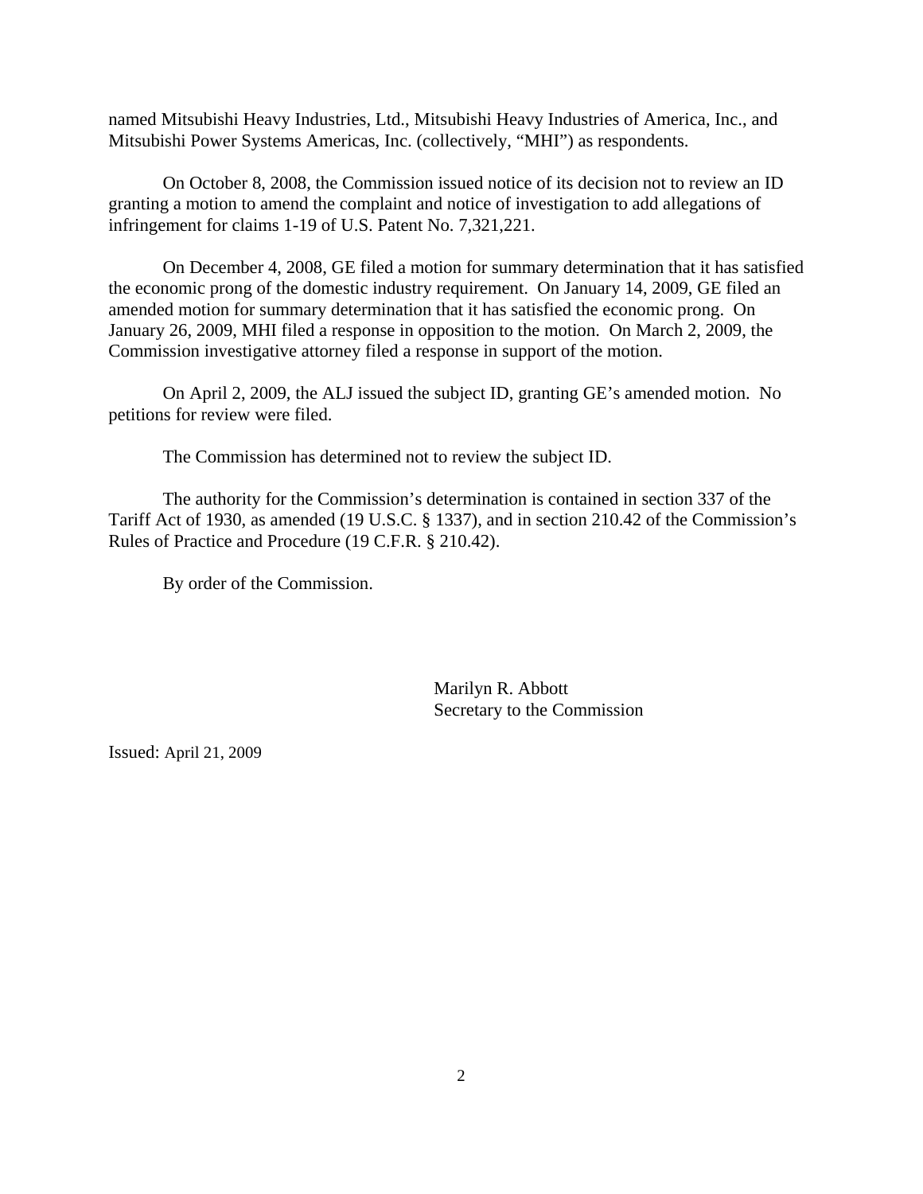named Mitsubishi Heavy Industries, Ltd., Mitsubishi Heavy Industries of America, Inc., and Mitsubishi Power Systems Americas, Inc. (collectively, "MHI") as respondents.

On October 8, 2008, the Commission issued notice of its decision not to review an ID granting a motion to amend the complaint and notice of investigation to add allegations of infringement for claims 1-19 of U.S. Patent No. 7,321,221.

On December 4, 2008, GE filed a motion for summary determination that it has satisfied the economic prong of the domestic industry requirement. On January 14, 2009, GE filed an amended motion for summary determination that it has satisfied the economic prong. On January 26, 2009, MHI filed a response in opposition to the motion. On March 2, 2009, the Commission investigative attorney filed a response in support of the motion.

On April 2, 2009, the ALJ issued the subject ID, granting GE's amended motion. No petitions for review were filed.

The Commission has determined not to review the subject ID.

The authority for the Commission's determination is contained in section 337 of the Tariff Act of 1930, as amended (19 U.S.C. § 1337), and in section 210.42 of the Commission's Rules of Practice and Procedure (19 C.F.R. § 210.42).

By order of the Commission.

Marilyn R. Abbott
Secretary to the Commission

Issued: April 21, 2009